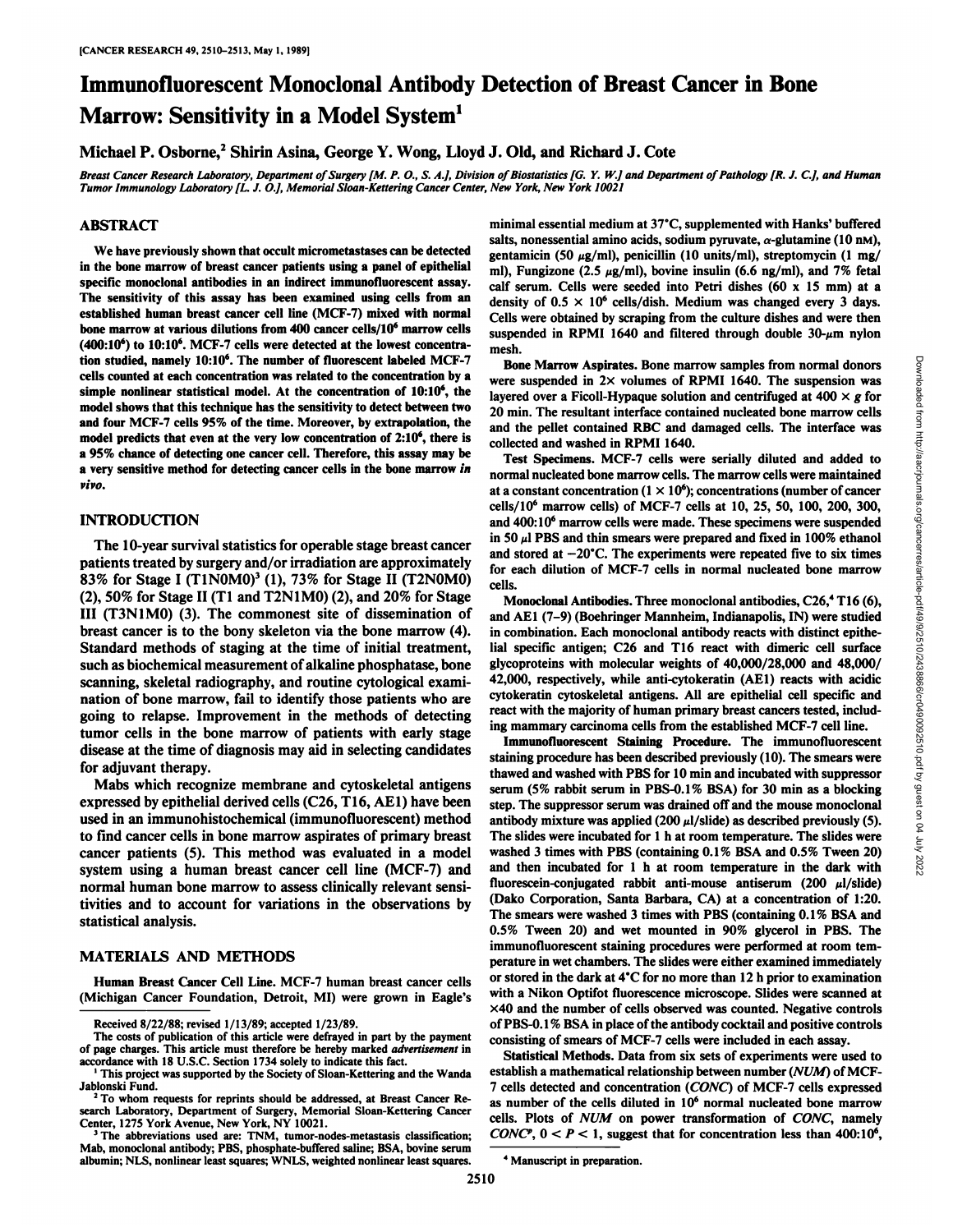# Immunofluorescent Monoclonal Antibody Detection of Breast Cancer in Bone Marrow: Sensitivity in a Model System[1]

Michael P. Osborne,[2] Shirin Asina, George Y. Wong, Lloyd J. Old, and Richard J. Cote

*Breast Cancer Research Laboratory, Department of Surgery [M. P. O., S. A.], Division of Biostatistics [G. Y. W.] and Department of Pathology [R. J. C.], and Human Tumor Immunology Laboratory [L. J. O.], Memorial Sloan-Kettering Cancer Center, New York, New York 10021*

## ABSTRACT

We have previously shown that occult micrometastases can be detected in the bone marrow of breast cancer patients using a panel of epithelial specific monoclonal antibodies in an indirect immunofluorescent assay. The sensitivity of this assay has been examined using cells from an established human breast cancer cell line (MCF-7) mixed with normal bone marrow at various dilutions from 400 cancer cells/$10^6$ marrow cells ($400:10^6$) to $10:10^6$. MCF-7 cells were detected at the lowest concentration studied, namely $10:10^6$. The number of fluorescent labeled MCF-7 cells counted at each concentration was related to the concentration by a simple nonlinear statistical model. At the concentration of $10:10^6$, the model shows that this technique has the sensitivity to detect between two and four MCF-7 cells 95% of the time. Moreover, by extrapolation, the model predicts that even at the very low concentration of $2:10^6$, there is a 95% chance of detecting one cancer cell. Therefore, this assay may be a very sensitive method for detecting cancer cells in the bone marrow *in vivo*.

## INTRODUCTION

The 10-year survival statistics for operable stage breast cancer patients treated by surgery and/or irradiation are approximately 83% for Stage I (T1N0M0)[3] (1), 73% for Stage II (T2N0M0) (2), 50% for Stage II (T1 and T2N1M0) (2), and 20% for Stage III (T3N1M0) (3). The commonest site of dissemination of breast cancer is to the bony skeleton via the bone marrow (4). Standard methods of staging at the time of initial treatment, such as biochemical measurement of alkaline phosphatase, bone scanning, skeletal radiography, and routine cytological examination of bone marrow, fail to identify those patients who are going to relapse. Improvement in the methods of detecting tumor cells in the bone marrow of patients with early stage disease at the time of diagnosis may aid in selecting candidates for adjuvant therapy.

Mabs which recognize membrane and cytoskeletal antigens expressed by epithelial derived cells (C26, T16, AE1) have been used in an immunohistochemical (immunofluorescent) method to find cancer cells in bone marrow aspirates of primary breast cancer patients (5). This method was evaluated in a model system using a human breast cancer cell line (MCF-7) and normal human bone marrow to assess clinically relevant sensitivities and to account for variations in the observations by statistical analysis.

## MATERIALS AND METHODS

**Human Breast Cancer Cell Line.** MCF-7 human breast cancer cells (Michigan Cancer Foundation, Detroit, MI) were grown in Eagle's minimal essential medium at 37°C, supplemented with Hanks' buffered salts, nonessential amino acids, sodium pyruvate, $\alpha$-glutamine (10 nM), gentamicin (50 $\mu$g/ml), penicillin (10 units/ml), streptomycin (1 mg/ml), Fungizone (2.5 $\mu$g/ml), bovine insulin (6.6 ng/ml), and 7% fetal calf serum. Cells were seeded into Petri dishes (60 x 15 mm) at a density of $0.5 \times 10^6$ cells/dish. Medium was changed every 3 days. Cells were obtained by scraping from the culture dishes and were then suspended in RPMI 1640 and filtered through double 30-$\mu$m nylon mesh.

**Bone Marrow Aspirates.** Bone marrow samples from normal donors were suspended in 2× volumes of RPMI 1640. The suspension was layered over a Ficoll-Hypaque solution and centrifuged at 400 × *g* for 20 min. The resultant interface contained nucleated bone marrow cells and the pellet contained RBC and damaged cells. The interface was collected and washed in RPMI 1640.

**Test Specimens.** MCF-7 cells were serially diluted and added to normal nucleated bone marrow cells. The marrow cells were maintained at a constant concentration ($1 \times 10^6$); concentrations (number of cancer cells/$10^6$ marrow cells) of MCF-7 cells at 10, 25, 50, 100, 200, 300, and $400:10^6$ marrow cells were made. These specimens were suspended in 50 $\mu$l PBS and thin smears were prepared and fixed in 100% ethanol and stored at −20°C. The experiments were repeated five to six times for each dilution of MCF-7 cells in normal nucleated bone marrow cells.

**Monoclonal Antibodies.** Three monoclonal antibodies, C26,[4] T16 (6), and AE1 (7–9) (Boehringer Mannheim, Indianapolis, IN) were studied in combination. Each monoclonal antibody reacts with distinct epithelial specific antigen; C26 and T16 react with dimeric cell surface glycoproteins with molecular weights of 40,000/28,000 and 48,000/42,000, respectively, while anti-cytokeratin (AE1) reacts with acidic cytokeratin cytoskeletal antigens. All are epithelial cell specific and react with the majority of human primary breast cancers tested, including mammary carcinoma cells from the established MCF-7 cell line.

**Immunofluorescent Staining Procedure.** The immunofluorescent staining procedure has been described previously (10). The smears were thawed and washed with PBS for 10 min and incubated with suppressor serum (5% rabbit serum in PBS-0.1% BSA) for 30 min as a blocking step. The suppressor serum was drained off and the mouse monoclonal antibody mixture was applied (200 $\mu$l/slide) as described previously (5). The slides were incubated for 1 h at room temperature. The slides were washed 3 times with PBS (containing 0.1% BSA and 0.5% Tween 20) and then incubated for 1 h at room temperature in the dark with fluorescein-conjugated rabbit anti-mouse antiserum (200 $\mu$l/slide) (Dako Corporation, Santa Barbara, CA) at a concentration of 1:20. The smears were washed 3 times with PBS (containing 0.1% BSA and 0.5% Tween 20) and wet mounted in 90% glycerol in PBS. The immunofluorescent staining procedures were performed at room temperature in wet chambers. The slides were either examined immediately or stored in the dark at 4°C for no more than 12 h prior to examination with a Nikon Optifot fluorescence microscope. Slides were scanned at ×40 and the number of cells observed was counted. Negative controls of PBS-0.1% BSA in place of the antibody cocktail and positive controls consisting of smears of MCF-7 cells were included in each assay.

**Statistical Methods.** Data from six sets of experiments were used to establish a mathematical relationship between number (*NUM*) of MCF-7 cells detected and concentration (*CONC*) of MCF-7 cells expressed as number of the cells diluted in $10^6$ normal nucleated bone marrow cells. Plots of *NUM* on power transformation of *CONC*, namely $CONC^P$, $0 < P < 1$, suggest that for concentration less than $400:10^6$,

Received 8/22/88; revised 1/13/89; accepted 1/23/89.

The costs of publication of this article were defrayed in part by the payment of page charges. This article must therefore be hereby marked *advertisement* in accordance with 18 U.S.C. Section 1734 solely to indicate this fact.

[1] This project was supported by the Society of Sloan-Kettering and the Wanda Jablonski Fund.

[2] To whom requests for reprints should be addressed, at Breast Cancer Research Laboratory, Department of Surgery, Memorial Sloan-Kettering Cancer Center, 1275 York Avenue, New York, NY 10021.

[3] The abbreviations used are: TNM, tumor-nodes-metastasis classification; Mab, monoclonal antibody; PBS, phosphate-buffered saline; BSA, bovine serum albumin; NLS, nonlinear least squares; WNLS, weighted nonlinear least squares.

[4] Manuscript in preparation.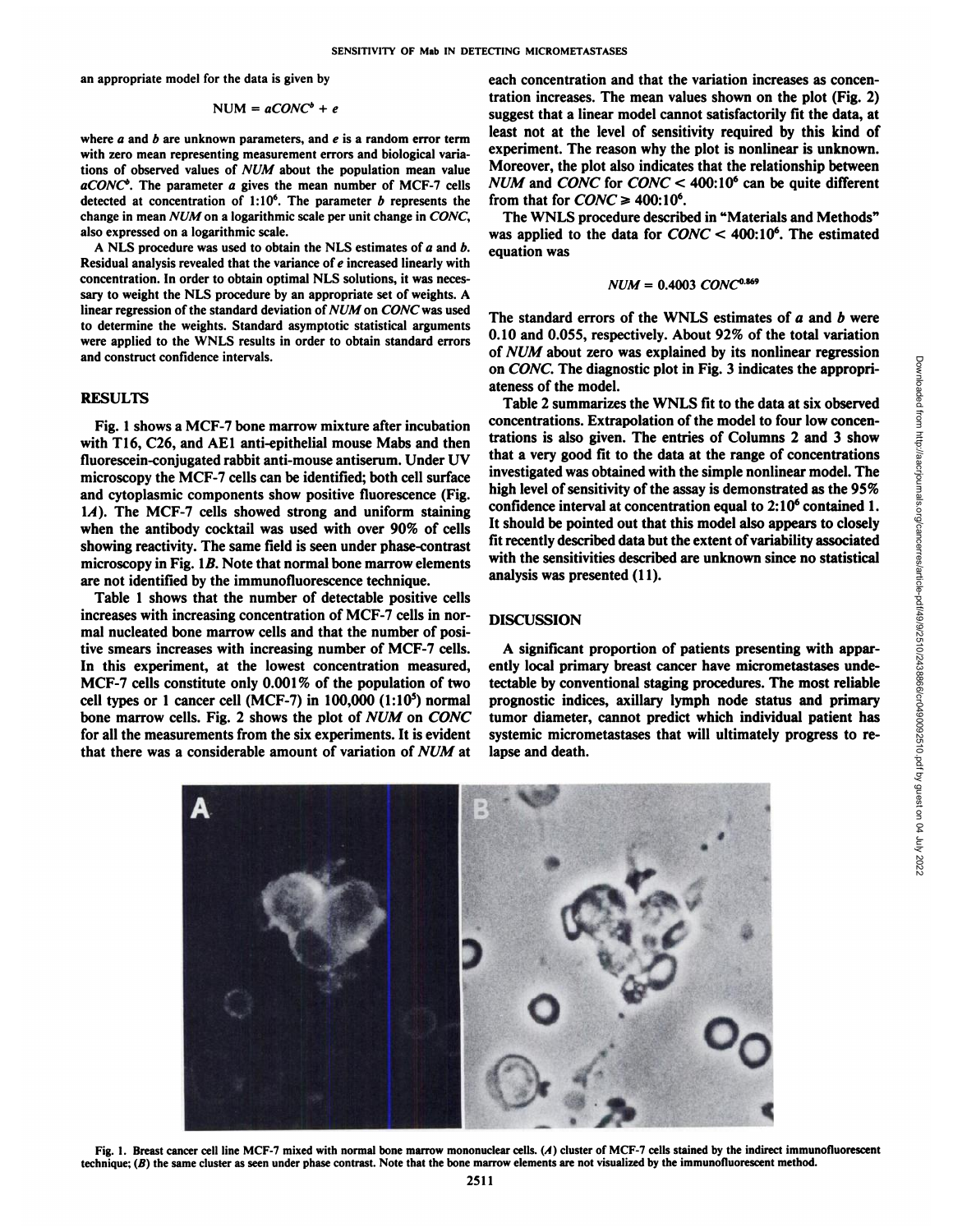an appropriate model for the data is given by

$$\text{NUM} = a\text{CONC}^b + e$$

where $a$ and $b$ are unknown parameters, and $e$ is a random error term with zero mean representing measurement errors and biological variations of observed values of *NUM* about the population mean value $aCONC^b$. The parameter $a$ gives the mean number of MCF-7 cells detected at concentration of $1:10^6$. The parameter $b$ represents the change in mean *NUM* on a logarithmic scale per unit change in *CONC*, also expressed on a logarithmic scale.

A NLS procedure was used to obtain the NLS estimates of $a$ and $b$. Residual analysis revealed that the variance of $e$ increased linearly with concentration. In order to obtain optimal NLS solutions, it was necessary to weight the NLS procedure by an appropriate set of weights. A linear regression of the standard deviation of *NUM* on *CONC* was used to determine the weights. Standard asymptotic statistical arguments were applied to the WNLS results in order to obtain standard errors and construct confidence intervals.

## RESULTS

Fig. 1 shows a MCF-7 bone marrow mixture after incubation with T16, C26, and AE1 anti-epithelial mouse Mabs and then fluorescein-conjugated rabbit anti-mouse antiserum. Under UV microscopy the MCF-7 cells can be identified; both cell surface and cytoplasmic components show positive fluorescence (Fig. 1*A*). The MCF-7 cells showed strong and uniform staining when the antibody cocktail was used with over 90% of cells showing reactivity. The same field is seen under phase-contrast microscopy in Fig. 1*B*. Note that normal bone marrow elements are not identified by the immunofluorescence technique.

Table 1 shows that the number of detectable positive cells increases with increasing concentration of MCF-7 cells in normal nucleated bone marrow cells and that the number of positive smears increases with increasing number of MCF-7 cells. In this experiment, at the lowest concentration measured, MCF-7 cells constitute only 0.001% of the population of two cell types or 1 cancer cell (MCF-7) in 100,000 ($1:10^5$) normal bone marrow cells. Fig. 2 shows the plot of *NUM* on *CONC* for all the measurements from the six experiments. It is evident that there was a considerable amount of variation of *NUM* at each concentration and that the variation increases as concentration increases. The mean values shown on the plot (Fig. 2) suggest that a linear model cannot satisfactorily fit the data, at least not at the level of sensitivity required by this kind of experiment. The reason why the plot is nonlinear is unknown. Moreover, the plot also indicates that the relationship between *NUM* and *CONC* for $CONC < 400:10^6$ can be quite different from that for $CONC \geq 400:10^6$.

The WNLS procedure described in "Materials and Methods" was applied to the data for $CONC < 400:10^6$. The estimated equation was

$$NUM = 0.4003\ CONC^{0.869}$$

The standard errors of the WNLS estimates of $a$ and $b$ were 0.10 and 0.055, respectively. About 92% of the total variation of *NUM* about zero was explained by its nonlinear regression on *CONC*. The diagnostic plot in Fig. 3 indicates the appropriateness of the model.

Table 2 summarizes the WNLS fit to the data at six observed concentrations. Extrapolation of the model to four low concentrations is also given. The entries of Columns 2 and 3 show that a very good fit to the data at the range of concentrations investigated was obtained with the simple nonlinear model. The high level of sensitivity of the assay is demonstrated as the 95% confidence interval at concentration equal to $2:10^6$ contained 1. It should be pointed out that this model also appears to closely fit recently described data but the extent of variability associated with the sensitivities described are unknown since no statistical analysis was presented (11).

## DISCUSSION

A significant proportion of patients presenting with apparently local primary breast cancer have micrometastases undetectable by conventional staging procedures. The most reliable prognostic indices, axillary lymph node status and primary tumor diameter, cannot predict which individual patient has systemic micrometastases that will ultimately progress to relapse and death.

Fig. 1. Breast cancer cell line MCF-7 mixed with normal bone marrow mononuclear cells. (*A*) cluster of MCF-7 cells stained by the indirect immunofluorescent technique; (*B*) the same cluster as seen under phase contrast. Note that the bone marrow elements are not visualized by the immunofluorescent method.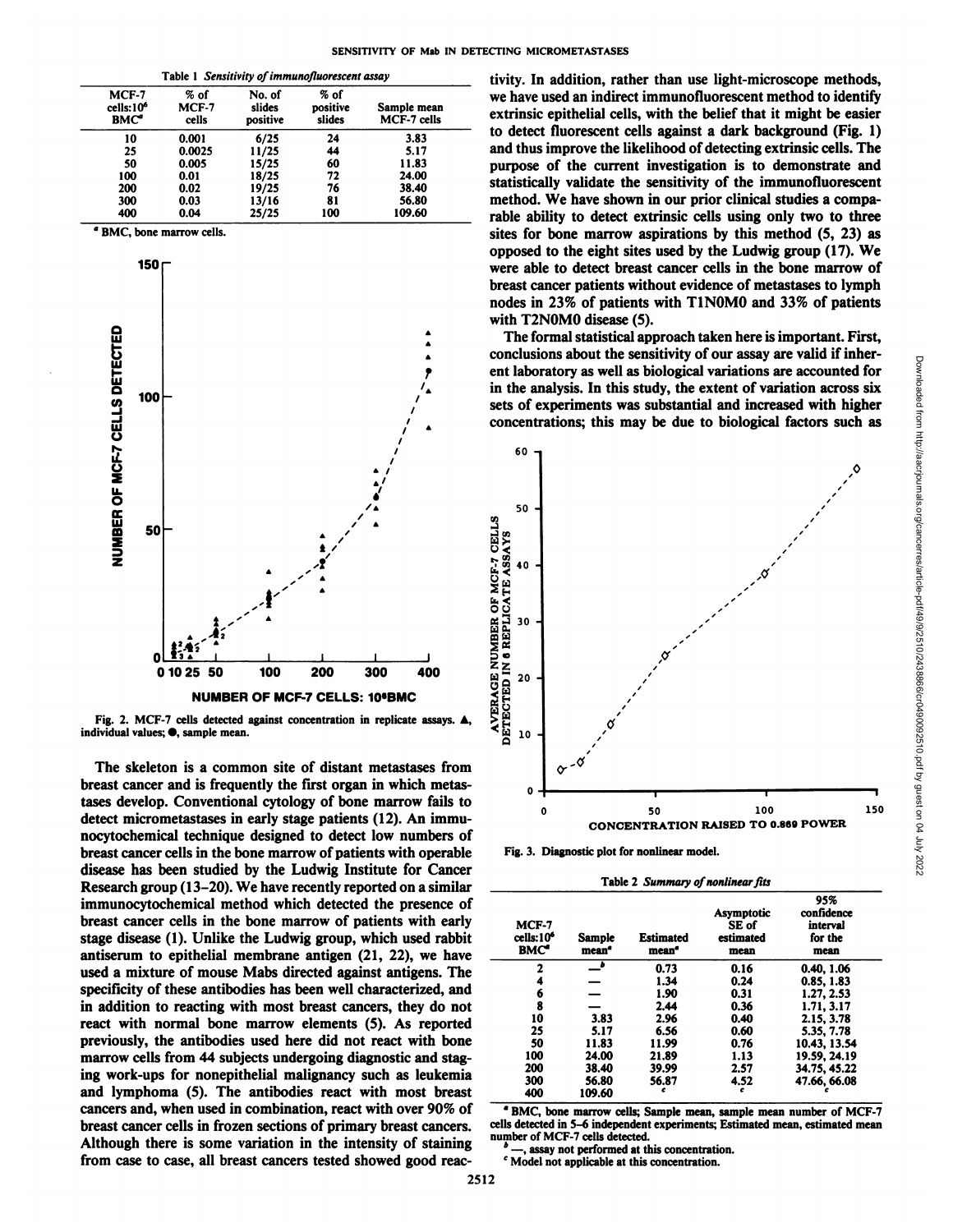Table 1 *Sensitivity of immunofluorescent assay*

| MCF-7 cells:$10^6$ BMC[a] | % of MCF-7 cells | No. of slides positive | % of positive slides | Sample mean MCF-7 cells |
|---|---|---|---|---|
| 10 | 0.001 | 6/25 | 24 | 3.83 |
| 25 | 0.0025 | 11/25 | 44 | 5.17 |
| 50 | 0.005 | 15/25 | 60 | 11.83 |
| 100 | 0.01 | 18/25 | 72 | 24.00 |
| 200 | 0.02 | 19/25 | 76 | 38.40 |
| 300 | 0.03 | 13/16 | 81 | 56.80 |
| 400 | 0.04 | 25/25 | 100 | 109.60 |

[a] BMC, bone marrow cells.

Fig. 2. MCF-7 cells detected against concentration in replicate assays. ▲, individual values; ●, sample mean.

The skeleton is a common site of distant metastases from breast cancer and is frequently the first organ in which metastases develop. Conventional cytology of bone marrow fails to detect micrometastases in early stage patients (12). An immunocytochemical technique designed to detect low numbers of breast cancer cells in the bone marrow of patients with operable disease has been studied by the Ludwig Institute for Cancer Research group (13–20). We have recently reported on a similar immunocytochemical method which detected the presence of breast cancer cells in the bone marrow of patients with early stage disease (1). Unlike the Ludwig group, which used rabbit antiserum to epithelial membrane antigen (21, 22), we have used a mixture of mouse Mabs directed against antigens. The specificity of these antibodies has been well characterized, and in addition to reacting with most breast cancers, they do not react with normal bone marrow elements (5). As reported previously, the antibodies used here did not react with bone marrow cells from 44 subjects undergoing diagnostic and staging work-ups for nonepithelial malignancy such as leukemia and lymphoma (5). The antibodies react with most breast cancers and, when used in combination, react with over 90% of breast cancer cells in frozen sections of primary breast cancers. Although there is some variation in the intensity of staining from case to case, all breast cancers tested showed good reactivity. In addition, rather than use light-microscope methods, we have used an indirect immunofluorescent method to identify extrinsic epithelial cells, with the belief that it might be easier to detect fluorescent cells against a dark background (Fig. 1) and thus improve the likelihood of detecting extrinsic cells. The purpose of the current investigation is to demonstrate and statistically validate the sensitivity of the immunofluorescent method. We have shown in our prior clinical studies a comparable ability to detect extrinsic cells using only two to three sites for bone marrow aspirations by this method (5, 23) as opposed to the eight sites used by the Ludwig group (17). We were able to detect breast cancer cells in the bone marrow of breast cancer patients without evidence of metastases to lymph nodes in 23% of patients with T1N0M0 and 33% of patients with T2N0M0 disease (5).

The formal statistical approach taken here is important. First, conclusions about the sensitivity of our assay are valid if inherent laboratory as well as biological variations are accounted for in the analysis. In this study, the extent of variation across six sets of experiments was substantial and increased with higher concentrations; this may be due to biological factors such as

Fig. 3. Diagnostic plot for nonlinear model.

Table 2 *Summary of nonlinear fits*

| MCF-7 cells:$10^6$ BMC[a] | Sample mean[a] | Estimated mean[a] | Asymptotic SE of estimated mean | 95% confidence interval for the mean |
|---|---|---|---|---|
| 2 | —[b] | 0.73 | 0.16 | 0.40, 1.06 |
| 4 | — | 1.34 | 0.24 | 0.85, 1.83 |
| 6 | — | 1.90 | 0.31 | 1.27, 2.53 |
| 8 | — | 2.44 | 0.36 | 1.71, 3.17 |
| 10 | 3.83 | 2.96 | 0.40 | 2.15, 3.78 |
| 25 | 5.17 | 6.56 | 0.60 | 5.35, 7.78 |
| 50 | 11.83 | 11.99 | 0.76 | 10.43, 13.54 |
| 100 | 24.00 | 21.89 | 1.13 | 19.59, 24.19 |
| 200 | 38.40 | 39.99 | 2.57 | 34.75, 45.22 |
| 300 | 56.80 | 56.87 | 4.52 | 47.66, 66.08 |
| 400 | 109.60 | [c] | [c] | [c] |

[a] BMC, bone marrow cells; Sample mean, sample mean number of MCF-7 cells detected in 5–6 independent experiments; Estimated mean, estimated mean number of MCF-7 cells detected.

[b] —, assay not performed at this concentration.

[c] Model not applicable at this concentration.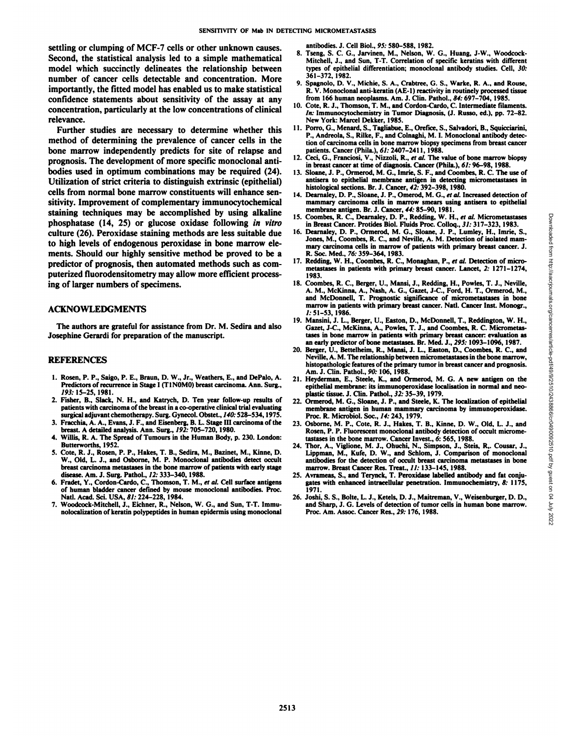settling or clumping of MCF-7 cells or other unknown causes. Second, the statistical analysis led to a simple mathematical model which succinctly delineates the relationship between number of cancer cells detectable and concentration. More importantly, the fitted model has enabled us to make statistical confidence statements about sensitivity of the assay at any concentration, particularly at the low concentrations of clinical relevance.

Further studies are necessary to determine whether this method of determining the prevalence of cancer cells in the bone marrow independently predicts for site of relapse and prognosis. The development of more specific monoclonal antibodies used in optimum combinations may be required (24). Utilization of strict criteria to distinguish extrinsic (epithelial) cells from normal bone marrow constituents will enhance sensitivity. Improvement of complementary immunocytochemical staining techniques may be accomplished by using alkaline phosphatase (14, 25) or glucose oxidase following *in vitro* culture (26). Peroxidase staining methods are less suitable due to high levels of endogenous peroxidase in bone marrow elements. Should our highly sensitive method be proved to be a predictor of prognosis, then automated methods such as computerized fluorodensitometry may allow more efficient processing of larger numbers of specimens.

## ACKNOWLEDGMENTS

The authors are grateful for assistance from Dr. M. Sedira and also Josephine Gerardi for preparation of the manuscript.

## REFERENCES

1. Rosen, P. P., Saigo, P. E., Braun, D. W., Jr., Weathers, E., and DePalo, A. Predictors of recurrence in Stage I (T1N0M0) breast carcinoma. Ann. Surg., *193:* 15–25, 1981.
2. Fisher, B., Slack, N. H., and Katrych, D. Ten year follow-up results of patients with carcinoma of the breast in a co-operative clinical trial evaluating surgical adjuvant chemotherapy. Surg. Gynecol. Obstet., *140:* 528–534, 1975.
3. Fracchia, A. A., Evans, J. F., and Eisenberg, B. L. Stage III carcinoma of the breast. A detailed analysis. Ann. Surg., *192:* 705–720, 1980.
4. Willis, R. A. The Spread of Tumours in the Human Body, p. 230. London: Butterworths, 1952.
5. Cote, R. J., Rosen, P. P., Hakes, T. B., Sedira, M., Bazinet, M., Kinne, D. W., Old, L. J., and Osborne, M. P. Monoclonal antibodies detect occult breast carcinoma metastases in the bone marrow of patients with early stage disease. Am. J. Surg. Pathol., *12:* 333–340, 1988.
6. Fradet, Y., Cordon-Cardo, C., Thomson, T. M., *et al.* Cell surface antigens of human bladder cancer defined by mouse monoclonal antibodies. Proc. Natl. Acad. Sci. USA, *81:* 224–228, 1984.
7. Woodcock-Mitchell, J., Eichner, R., Nelson, W. G., and Sun, T-T. Immunolocalization of keratin polypeptides in human epidermis using monoclonal antibodies. J. Cell Biol., *95:* 580–588, 1982.
8. Tseng, S. C. G., Jarvinen, M., Nelson, W. G., Huang, J-W., Woodcock-Mitchell, J., and Sun, T-T. Correlation of specific keratins with different types of epithelial differentiation; monoclonal antibody studies. Cell, *30:* 361–372, 1982.
9. Spagnolo, D. V., Michie, S. A., Crabtree, G. S., Warke, R. A., and Rouse, R. V. Monoclonal anti-keratin (AE-1) reactivity in routinely processed tissue from 166 human neoplasms. Am. J. Clin. Pathol., *84:* 697–704, 1985.
10. Cote, R. J., Thomson, T. M., and Cordon-Cardo, C. Intermediate filaments. *In:* Immunocytochemistry in Tumor Diagnosis, (J. Russo, ed.), pp. 72–82. New York: Marcel Dekker, 1985.
11. Porro, G., Menard, S., Tagliabue, E., Orefice, S., Salvadori, B., Squicciarini, P., Andreola, S., Rilke, F., and Colnaghi, M. I. Monoclonal antibody detection of carcinoma cells in bone marrow biopsy specimens from breast cancer patients. Cancer (Phila.), *61:* 2407–2411, 1988.
12. Ceci, G., Franciosi, V., Nizzoli, R., *et al.* The value of bone marrow biopsy in breast cancer at time of diagnosis. Cancer (Phila.), *61:* 96–98, 1988.
13. Sloane, J. P., Ormerod, M. G., Imrie, S. F., and Coombes, R. C. The use of antisera to epithelial membrane antigen in detecting micrometastases in histological sections. Br. J. Cancer, *42:* 392–398, 1980.
14. Dearnaley, D. P., Sloane, J. P., Omerod, M. G., *et al.* Increased detection of mammary carcinoma cells in marrow smears using antisera to epithelial membrane antigen. Br. J. Cancer, *44:* 85–90, 1981.
15. Coombes, R. C., Dearnaley, D. P., Redding, W. H., *et al.* Micrometastases in Breast Cancer. Protides Biol. Fluids Proc. Colloq., *31:* 317–323, 1983.
16. Dearnaley, D. P., Ormerod, M. G., Sloane, J. P., Lumley, H., Imrie, S., Jones, M., Coombes, R. C., and Neville, A. M. Detection of isolated mammary carcinoma cells in marrow of patients with primary breast cancer. J. R. Soc. Med., *76:* 359–364, 1983.
17. Redding, W. H., Coombes, R. C., Monaghan, P., *et al.* Detection of micrometastases in patients with primary breast cancer. Lancet, *2:* 1271–1274, 1983.
18. Coombes, R. C., Berger, U., Mansi, J., Redding, H., Powles, T. J., Neville, A. M., McKinna, A., Nash, A. G., Gazet, J-C., Ford, H. T., Ormerod, M., and McDonnell, T. Prognostic significance of micrometastases in bone marrow in patients with primary breast cancer. Natl. Cancer Inst. Monogr., *1:* 51–53, 1986.
19. Mansini, J. L., Berger, U., Easton, D., McDonnell, T., Reddington, W. H., Gazet, J-C., McKinna, A., Powles, T. J., and Coombes, R. C. Micrometastases in bone marrow in patients with primary breast cancer: evaluation as an early predictor of bone metastases. Br. Med. J., *295:* 1093–1096, 1987.
20. Berger, U., Bettelheim, R., Mansi, J. L., Easton, D., Coombes, R. C., and Neville, A. M. The relationship between micrometastases in the bone marrow, histopathologic features of the primary tumor in breast cancer and prognosis. Am. J. Clin. Pathol., *90:* 106, 1988.
21. Heyderman, E., Steele, K., and Ormerod, M. G. A new antigen on the epithelial membrane: its immunoperoxidase localisation in normal and neoplastic tissue. J. Clin. Pathol., *32:* 35–39, 1979.
22. Ormerod, M. G., Sloane, J. P., and Steele, K. The localization of epithelial membrane antigen in human mammary carcinoma by immunoperoxidase. Proc. R. Microbiol. Soc., *14:* 243, 1979.
23. Osborne, M. P., Cote, R. J., Hakes, T. B., Kinne, D. W., Old, L. J., and Rosen, P. P. Fluorescent monoclonal antibody detection of occult micrometastases in the bone marrow. Cancer Invest., *6:* 565, 1988.
24. Thor, A., Viglione, M. J., Ohuchi, N., Simpson, J., Steis, R,. Cousar, J., Lippman, M., Kufe, D. W., and Schlom, J. Comparison of monoclonal antibodies for the detection of occult breast carcinoma metastases in bone marrow. Breast Cancer Res. Treat., *11:* 133–145, 1988.
25. Avrameas, S., and Terynck, T. Peroxidase labelled antibody and fat conjugates with enhanced intracellular penetration. Immunochemistry, *8:* 1175, 1971.
26. Joshi, S. S., Bolte, L. J., Ketels, D. J., Maitreman, V., Weisenburger, D. D., and Sharp, J. G. Levels of detection of tumor cells in human bone marrow. Proc. Am. Assoc. Cancer Res., *29:* 176, 1988.